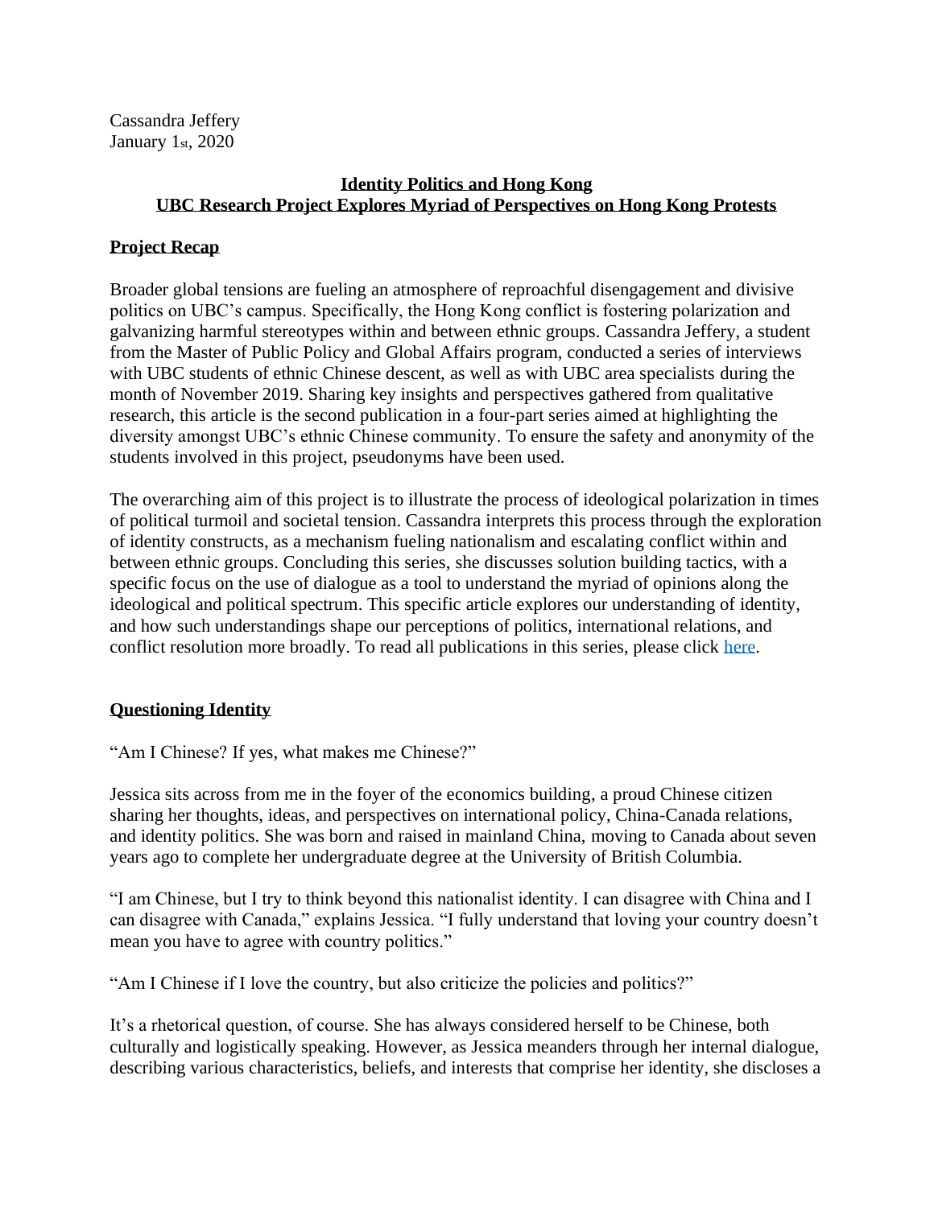Cassandra Jeffery
January 1st, 2020

## Identity Politics and Hong Kong
## UBC Research Project Explores Myriad of Perspectives on Hong Kong Protests

### Project Recap

Broader global tensions are fueling an atmosphere of reproachful disengagement and divisive politics on UBC's campus. Specifically, the Hong Kong conflict is fostering polarization and galvanizing harmful stereotypes within and between ethnic groups. Cassandra Jeffery, a student from the Master of Public Policy and Global Affairs program, conducted a series of interviews with UBC students of ethnic Chinese descent, as well as with UBC area specialists during the month of November 2019. Sharing key insights and perspectives gathered from qualitative research, this article is the second publication in a four-part series aimed at highlighting the diversity amongst UBC's ethnic Chinese community. To ensure the safety and anonymity of the students involved in this project, pseudonyms have been used.

The overarching aim of this project is to illustrate the process of ideological polarization in times of political turmoil and societal tension. Cassandra interprets this process through the exploration of identity constructs, as a mechanism fueling nationalism and escalating conflict within and between ethnic groups. Concluding this series, she discusses solution building tactics, with a specific focus on the use of dialogue as a tool to understand the myriad of opinions along the ideological and political spectrum. This specific article explores our understanding of identity, and how such understandings shape our perceptions of politics, international relations, and conflict resolution more broadly. To read all publications in this series, please click here.

### Questioning Identity

"Am I Chinese? If yes, what makes me Chinese?"

Jessica sits across from me in the foyer of the economics building, a proud Chinese citizen sharing her thoughts, ideas, and perspectives on international policy, China-Canada relations, and identity politics. She was born and raised in mainland China, moving to Canada about seven years ago to complete her undergraduate degree at the University of British Columbia.

"I am Chinese, but I try to think beyond this nationalist identity. I can disagree with China and I can disagree with Canada," explains Jessica. "I fully understand that loving your country doesn't mean you have to agree with country politics."

"Am I Chinese if I love the country, but also criticize the policies and politics?"

It's a rhetorical question, of course. She has always considered herself to be Chinese, both culturally and logistically speaking. However, as Jessica meanders through her internal dialogue, describing various characteristics, beliefs, and interests that comprise her identity, she discloses a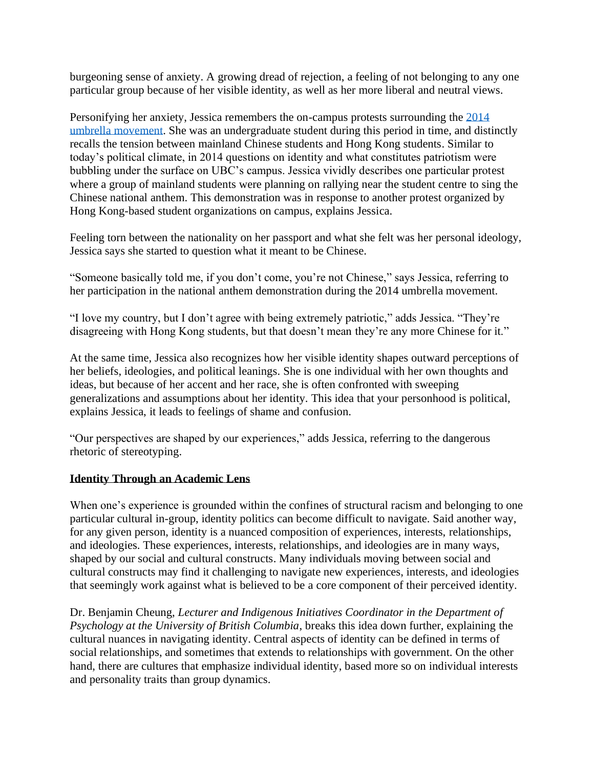burgeoning sense of anxiety. A growing dread of rejection, a feeling of not belonging to any one particular group because of her visible identity, as well as her more liberal and neutral views.

Personifying her anxiety, Jessica remembers the on-campus protests surrounding the [2014 umbrella movement](). She was an undergraduate student during this period in time, and distinctly recalls the tension between mainland Chinese students and Hong Kong students. Similar to today's political climate, in 2014 questions on identity and what constitutes patriotism were bubbling under the surface on UBC's campus. Jessica vividly describes one particular protest where a group of mainland students were planning on rallying near the student centre to sing the Chinese national anthem. This demonstration was in response to another protest organized by Hong Kong-based student organizations on campus, explains Jessica.

Feeling torn between the nationality on her passport and what she felt was her personal ideology, Jessica says she started to question what it meant to be Chinese.

"Someone basically told me, if you don't come, you're not Chinese," says Jessica, referring to her participation in the national anthem demonstration during the 2014 umbrella movement.

"I love my country, but I don't agree with being extremely patriotic," adds Jessica. "They're disagreeing with Hong Kong students, but that doesn't mean they're any more Chinese for it."

At the same time, Jessica also recognizes how her visible identity shapes outward perceptions of her beliefs, ideologies, and political leanings. She is one individual with her own thoughts and ideas, but because of her accent and her race, she is often confronted with sweeping generalizations and assumptions about her identity. This idea that your personhood is political, explains Jessica, it leads to feelings of shame and confusion.

"Our perspectives are shaped by our experiences," adds Jessica, referring to the dangerous rhetoric of stereotyping.

## Identity Through an Academic Lens

When one's experience is grounded within the confines of structural racism and belonging to one particular cultural in-group, identity politics can become difficult to navigate. Said another way, for any given person, identity is a nuanced composition of experiences, interests, relationships, and ideologies. These experiences, interests, relationships, and ideologies are in many ways, shaped by our social and cultural constructs. Many individuals moving between social and cultural constructs may find it challenging to navigate new experiences, interests, and ideologies that seemingly work against what is believed to be a core component of their perceived identity.

Dr. Benjamin Cheung, *Lecturer and Indigenous Initiatives Coordinator in the Department of Psychology at the University of British Columbia*, breaks this idea down further, explaining the cultural nuances in navigating identity. Central aspects of identity can be defined in terms of social relationships, and sometimes that extends to relationships with government. On the other hand, there are cultures that emphasize individual identity, based more so on individual interests and personality traits than group dynamics.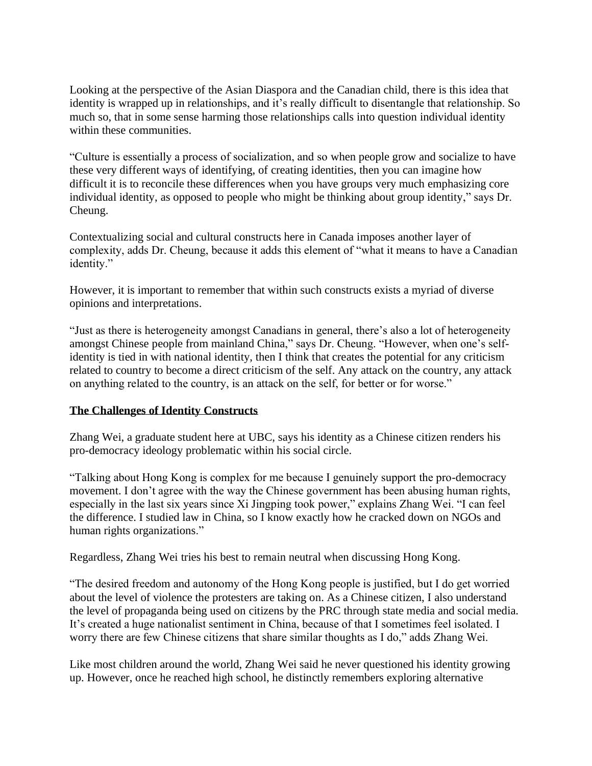Looking at the perspective of the Asian Diaspora and the Canadian child, there is this idea that identity is wrapped up in relationships, and it's really difficult to disentangle that relationship. So much so, that in some sense harming those relationships calls into question individual identity within these communities.

"Culture is essentially a process of socialization, and so when people grow and socialize to have these very different ways of identifying, of creating identities, then you can imagine how difficult it is to reconcile these differences when you have groups very much emphasizing core individual identity, as opposed to people who might be thinking about group identity," says Dr. Cheung.

Contextualizing social and cultural constructs here in Canada imposes another layer of complexity, adds Dr. Cheung, because it adds this element of "what it means to have a Canadian identity."

However, it is important to remember that within such constructs exists a myriad of diverse opinions and interpretations.

"Just as there is heterogeneity amongst Canadians in general, there's also a lot of heterogeneity amongst Chinese people from mainland China," says Dr. Cheung. "However, when one's self-identity is tied in with national identity, then I think that creates the potential for any criticism related to country to become a direct criticism of the self. Any attack on the country, any attack on anything related to the country, is an attack on the self, for better or for worse."

## The Challenges of Identity Constructs

Zhang Wei, a graduate student here at UBC, says his identity as a Chinese citizen renders his pro-democracy ideology problematic within his social circle.

"Talking about Hong Kong is complex for me because I genuinely support the pro-democracy movement. I don't agree with the way the Chinese government has been abusing human rights, especially in the last six years since Xi Jingping took power," explains Zhang Wei. "I can feel the difference. I studied law in China, so I know exactly how he cracked down on NGOs and human rights organizations."

Regardless, Zhang Wei tries his best to remain neutral when discussing Hong Kong.

"The desired freedom and autonomy of the Hong Kong people is justified, but I do get worried about the level of violence the protesters are taking on. As a Chinese citizen, I also understand the level of propaganda being used on citizens by the PRC through state media and social media. It's created a huge nationalist sentiment in China, because of that I sometimes feel isolated. I worry there are few Chinese citizens that share similar thoughts as I do," adds Zhang Wei.

Like most children around the world, Zhang Wei said he never questioned his identity growing up. However, once he reached high school, he distinctly remembers exploring alternative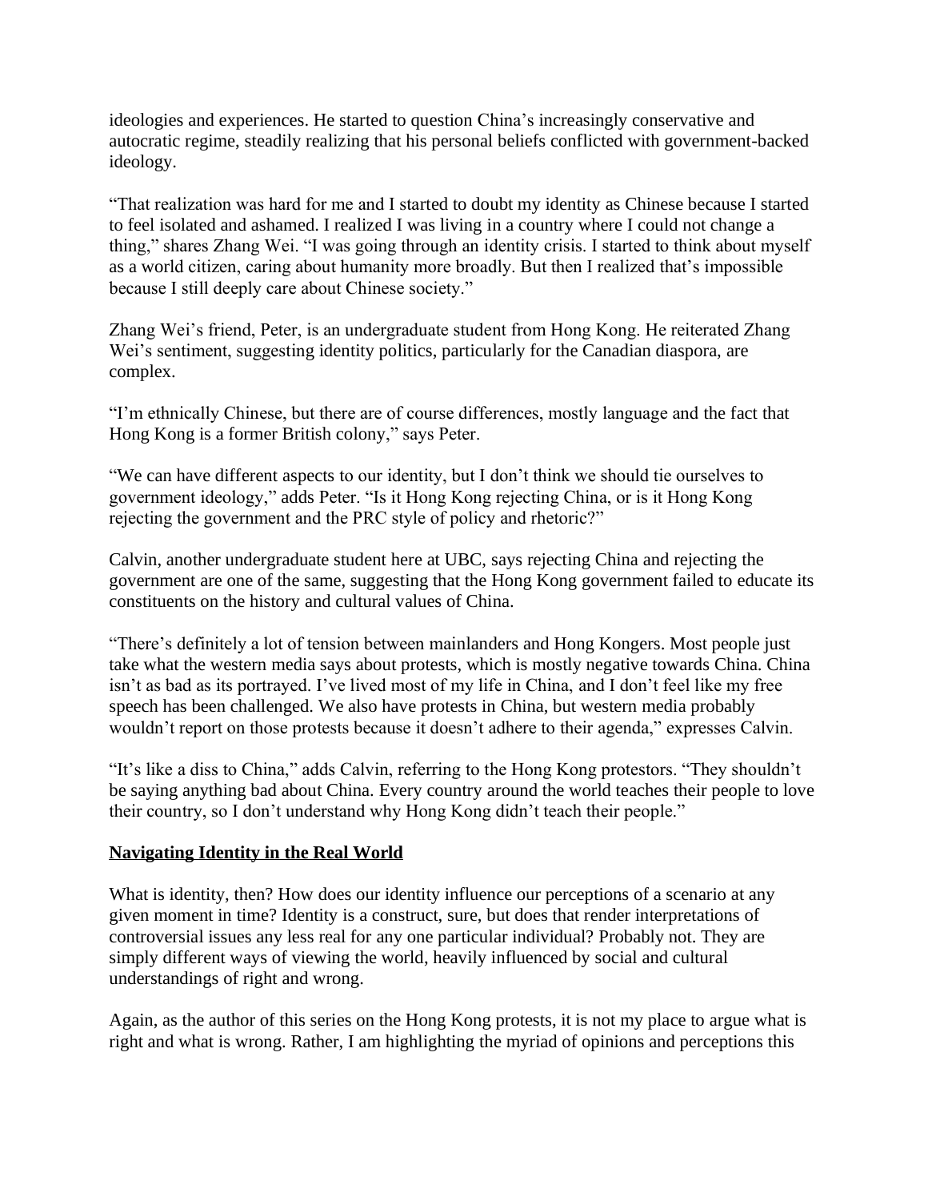ideologies and experiences. He started to question China's increasingly conservative and autocratic regime, steadily realizing that his personal beliefs conflicted with government-backed ideology.

"That realization was hard for me and I started to doubt my identity as Chinese because I started to feel isolated and ashamed. I realized I was living in a country where I could not change a thing," shares Zhang Wei. "I was going through an identity crisis. I started to think about myself as a world citizen, caring about humanity more broadly. But then I realized that's impossible because I still deeply care about Chinese society."

Zhang Wei's friend, Peter, is an undergraduate student from Hong Kong. He reiterated Zhang Wei's sentiment, suggesting identity politics, particularly for the Canadian diaspora, are complex.

"I'm ethnically Chinese, but there are of course differences, mostly language and the fact that Hong Kong is a former British colony," says Peter.

"We can have different aspects to our identity, but I don't think we should tie ourselves to government ideology," adds Peter. "Is it Hong Kong rejecting China, or is it Hong Kong rejecting the government and the PRC style of policy and rhetoric?"

Calvin, another undergraduate student here at UBC, says rejecting China and rejecting the government are one of the same, suggesting that the Hong Kong government failed to educate its constituents on the history and cultural values of China.

"There's definitely a lot of tension between mainlanders and Hong Kongers. Most people just take what the western media says about protests, which is mostly negative towards China. China isn't as bad as its portrayed. I've lived most of my life in China, and I don't feel like my free speech has been challenged. We also have protests in China, but western media probably wouldn't report on those protests because it doesn't adhere to their agenda," expresses Calvin.

"It's like a diss to China," adds Calvin, referring to the Hong Kong protestors. "They shouldn't be saying anything bad about China. Every country around the world teaches their people to love their country, so I don't understand why Hong Kong didn't teach their people."

## Navigating Identity in the Real World

What is identity, then? How does our identity influence our perceptions of a scenario at any given moment in time? Identity is a construct, sure, but does that render interpretations of controversial issues any less real for any one particular individual? Probably not. They are simply different ways of viewing the world, heavily influenced by social and cultural understandings of right and wrong.

Again, as the author of this series on the Hong Kong protests, it is not my place to argue what is right and what is wrong. Rather, I am highlighting the myriad of opinions and perceptions this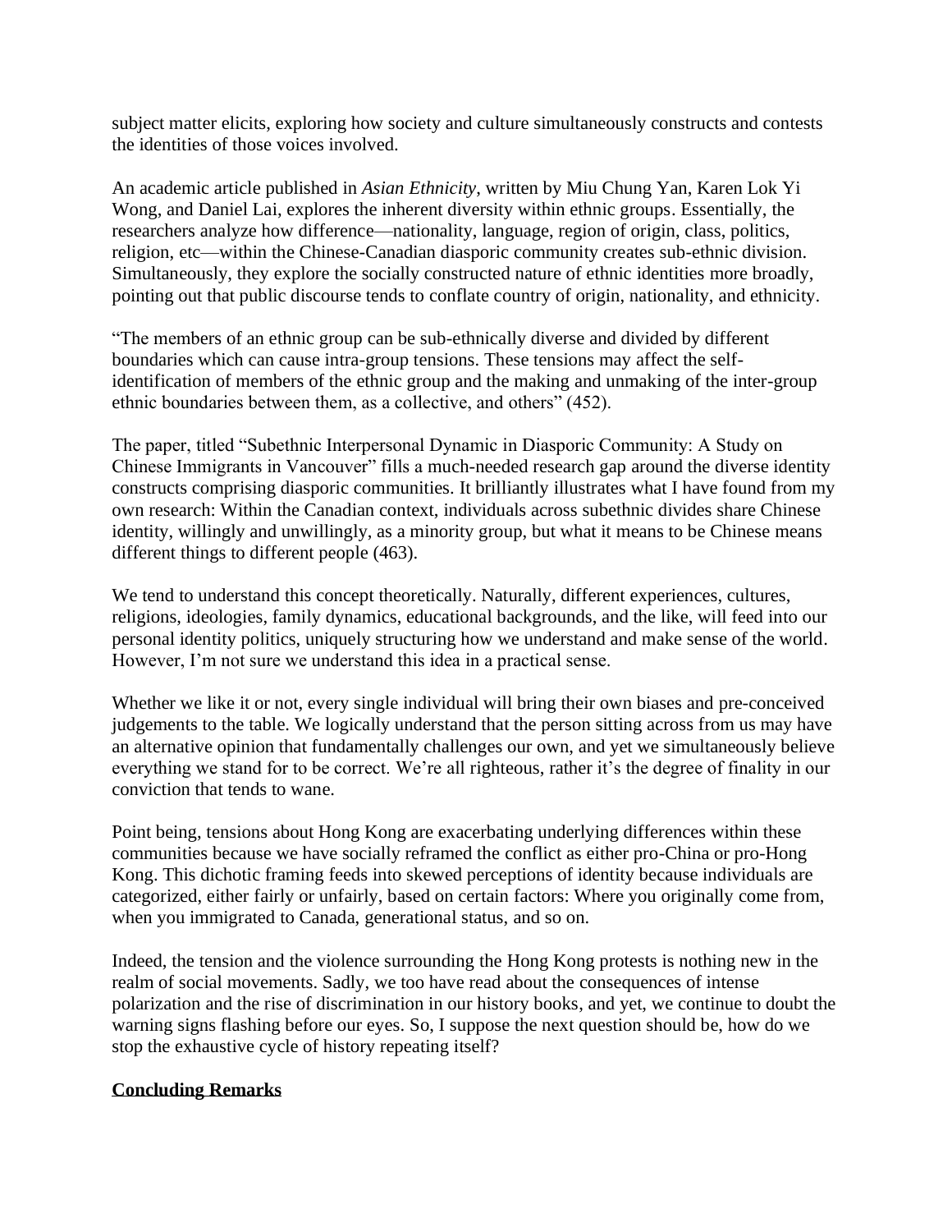subject matter elicits, exploring how society and culture simultaneously constructs and contests the identities of those voices involved.

An academic article published in *Asian Ethnicity*, written by Miu Chung Yan, Karen Lok Yi Wong, and Daniel Lai, explores the inherent diversity within ethnic groups. Essentially, the researchers analyze how difference—nationality, language, region of origin, class, politics, religion, etc—within the Chinese-Canadian diasporic community creates sub-ethnic division. Simultaneously, they explore the socially constructed nature of ethnic identities more broadly, pointing out that public discourse tends to conflate country of origin, nationality, and ethnicity.

"The members of an ethnic group can be sub-ethnically diverse and divided by different boundaries which can cause intra-group tensions. These tensions may affect the self-identification of members of the ethnic group and the making and unmaking of the inter-group ethnic boundaries between them, as a collective, and others" (452).

The paper, titled "Subethnic Interpersonal Dynamic in Diasporic Community: A Study on Chinese Immigrants in Vancouver" fills a much-needed research gap around the diverse identity constructs comprising diasporic communities. It brilliantly illustrates what I have found from my own research: Within the Canadian context, individuals across subethnic divides share Chinese identity, willingly and unwillingly, as a minority group, but what it means to be Chinese means different things to different people (463).

We tend to understand this concept theoretically. Naturally, different experiences, cultures, religions, ideologies, family dynamics, educational backgrounds, and the like, will feed into our personal identity politics, uniquely structuring how we understand and make sense of the world. However, I'm not sure we understand this idea in a practical sense.

Whether we like it or not, every single individual will bring their own biases and pre-conceived judgements to the table. We logically understand that the person sitting across from us may have an alternative opinion that fundamentally challenges our own, and yet we simultaneously believe everything we stand for to be correct. We're all righteous, rather it's the degree of finality in our conviction that tends to wane.

Point being, tensions about Hong Kong are exacerbating underlying differences within these communities because we have socially reframed the conflict as either pro-China or pro-Hong Kong. This dichotic framing feeds into skewed perceptions of identity because individuals are categorized, either fairly or unfairly, based on certain factors: Where you originally come from, when you immigrated to Canada, generational status, and so on.

Indeed, the tension and the violence surrounding the Hong Kong protests is nothing new in the realm of social movements. Sadly, we too have read about the consequences of intense polarization and the rise of discrimination in our history books, and yet, we continue to doubt the warning signs flashing before our eyes. So, I suppose the next question should be, how do we stop the exhaustive cycle of history repeating itself?

## Concluding Remarks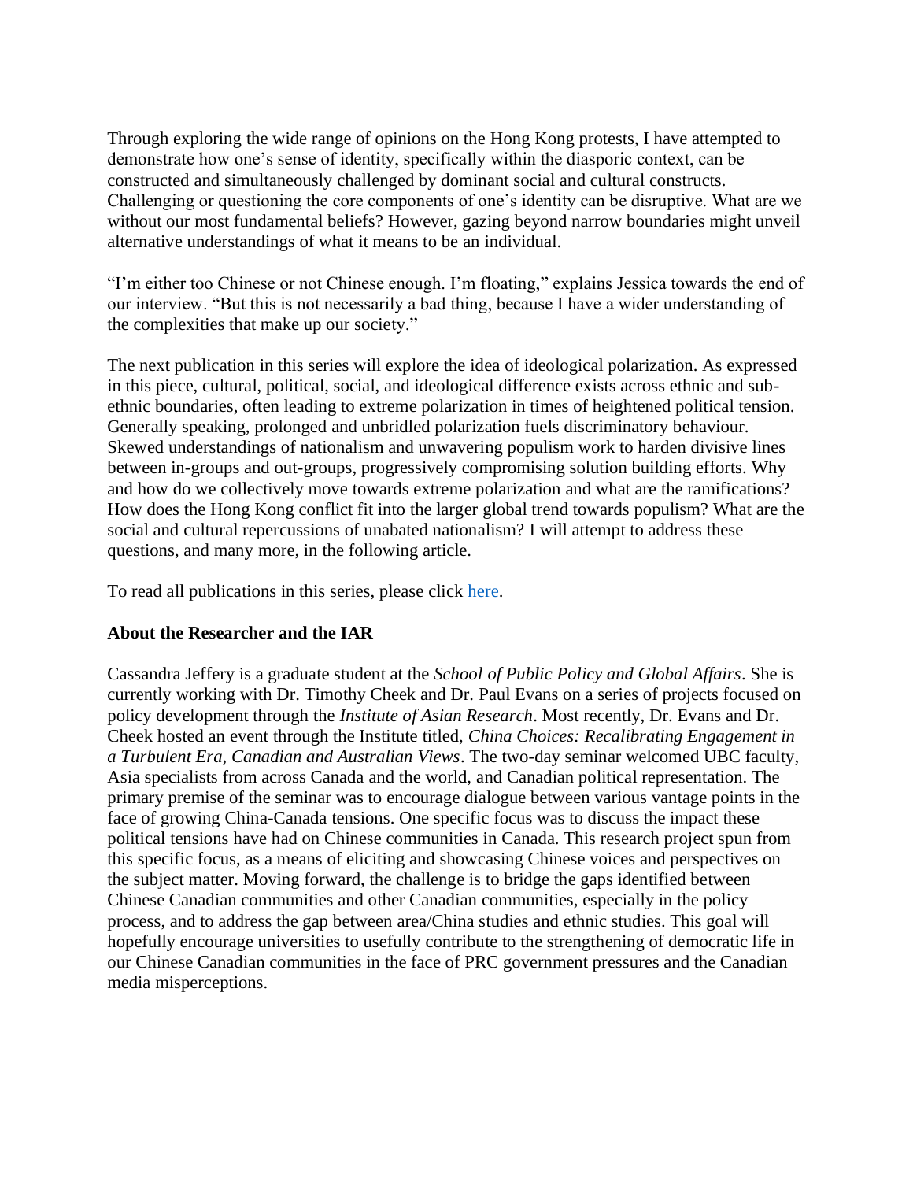Through exploring the wide range of opinions on the Hong Kong protests, I have attempted to demonstrate how one's sense of identity, specifically within the diasporic context, can be constructed and simultaneously challenged by dominant social and cultural constructs. Challenging or questioning the core components of one's identity can be disruptive. What are we without our most fundamental beliefs? However, gazing beyond narrow boundaries might unveil alternative understandings of what it means to be an individual.

"I'm either too Chinese or not Chinese enough. I'm floating," explains Jessica towards the end of our interview. "But this is not necessarily a bad thing, because I have a wider understanding of the complexities that make up our society."

The next publication in this series will explore the idea of ideological polarization. As expressed in this piece, cultural, political, social, and ideological difference exists across ethnic and sub-ethnic boundaries, often leading to extreme polarization in times of heightened political tension. Generally speaking, prolonged and unbridled polarization fuels discriminatory behaviour. Skewed understandings of nationalism and unwavering populism work to harden divisive lines between in-groups and out-groups, progressively compromising solution building efforts. Why and how do we collectively move towards extreme polarization and what are the ramifications? How does the Hong Kong conflict fit into the larger global trend towards populism? What are the social and cultural repercussions of unabated nationalism? I will attempt to address these questions, and many more, in the following article.

To read all publications in this series, please click [here](#).

**About the Researcher and the IAR**

Cassandra Jeffery is a graduate student at the *School of Public Policy and Global Affairs*. She is currently working with Dr. Timothy Cheek and Dr. Paul Evans on a series of projects focused on policy development through the *Institute of Asian Research*. Most recently, Dr. Evans and Dr. Cheek hosted an event through the Institute titled, *China Choices: Recalibrating Engagement in a Turbulent Era, Canadian and Australian Views*. The two-day seminar welcomed UBC faculty, Asia specialists from across Canada and the world, and Canadian political representation. The primary premise of the seminar was to encourage dialogue between various vantage points in the face of growing China-Canada tensions. One specific focus was to discuss the impact these political tensions have had on Chinese communities in Canada. This research project spun from this specific focus, as a means of eliciting and showcasing Chinese voices and perspectives on the subject matter. Moving forward, the challenge is to bridge the gaps identified between Chinese Canadian communities and other Canadian communities, especially in the policy process, and to address the gap between area/China studies and ethnic studies. This goal will hopefully encourage universities to usefully contribute to the strengthening of democratic life in our Chinese Canadian communities in the face of PRC government pressures and the Canadian media misperceptions.